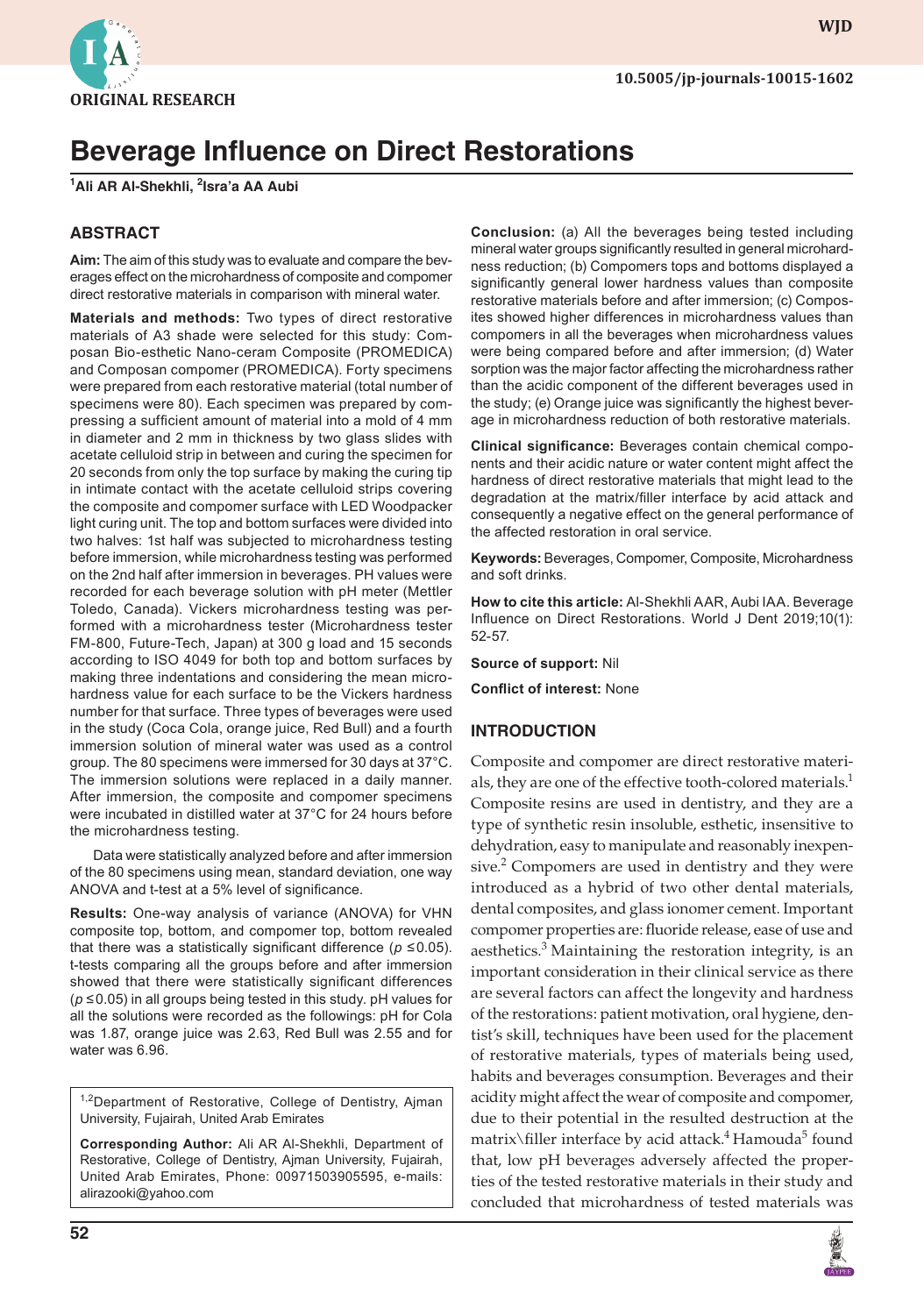ORIGINAL RESEARCH

10.5005/jp-journals-10015-1602

# Beverage Influence on Direct Restorations

[1]Ali AR Al-Shekhli, [2]Isra'a AA Aubi

## ABSTRACT

**Aim:** The aim of this study was to evaluate and compare the beverages effect on the microhardness of composite and compomer direct restorative materials in comparison with mineral water.

**Materials and methods:** Two types of direct restorative materials of A3 shade were selected for this study: Composan Bio-esthetic Nano-ceram Composite (PROMEDICA) and Composan compomer (PROMEDICA). Forty specimens were prepared from each restorative material (total number of specimens were 80). Each specimen was prepared by compressing a sufficient amount of material into a mold of 4 mm in diameter and 2 mm in thickness by two glass slides with acetate celluloid strip in between and curing the specimen for 20 seconds from only the top surface by making the curing tip in intimate contact with the acetate celluloid strips covering the composite and compomer surface with LED Woodpacker light curing unit. The top and bottom surfaces were divided into two halves: 1st half was subjected to microhardness testing before immersion, while microhardness testing was performed on the 2nd half after immersion in beverages. PH values were recorded for each beverage solution with pH meter (Mettler Toledo, Canada). Vickers microhardness testing was performed with a microhardness tester (Microhardness tester FM-800, Future-Tech, Japan) at 300 g load and 15 seconds according to ISO 4049 for both top and bottom surfaces by making three indentations and considering the mean microhardness value for each surface to be the Vickers hardness number for that surface. Three types of beverages were used in the study (Coca Cola, orange juice, Red Bull) and a fourth immersion solution of mineral water was used as a control group. The 80 specimens were immersed for 30 days at 37°C. The immersion solutions were replaced in a daily manner. After immersion, the composite and compomer specimens were incubated in distilled water at 37°C for 24 hours before the microhardness testing.

Data were statistically analyzed before and after immersion of the 80 specimens using mean, standard deviation, one way ANOVA and t-test at a 5% level of significance.

**Results:** One-way analysis of variance (ANOVA) for VHN composite top, bottom, and compomer top, bottom revealed that there was a statistically significant difference ($p \leq 0.05$). t-tests comparing all the groups before and after immersion showed that there were statistically significant differences ($p \leq 0.05$) in all groups being tested in this study. pH values for all the solutions were recorded as the followings: pH for Cola was 1.87, orange juice was 2.63, Red Bull was 2.55 and for water was 6.96.

**Conclusion:** (a) All the beverages being tested including mineral water groups significantly resulted in general microhardness reduction; (b) Compomers tops and bottoms displayed a significantly general lower hardness values than composite restorative materials before and after immersion; (c) Composites showed higher differences in microhardness values than compomers in all the beverages when microhardness values were being compared before and after immersion; (d) Water sorption was the major factor affecting the microhardness rather than the acidic component of the different beverages used in the study; (e) Orange juice was significantly the highest beverage in microhardness reduction of both restorative materials.

**Clinical significance:** Beverages contain chemical components and their acidic nature or water content might affect the hardness of direct restorative materials that might lead to the degradation at the matrix/filler interface by acid attack and consequently a negative effect on the general performance of the affected restoration in oral service.

**Keywords:** Beverages, Compomer, Composite, Microhardness and soft drinks.

**How to cite this article:** Al-Shekhli AAR, Aubi IAA. Beverage Influence on Direct Restorations. World J Dent 2019;10(1): 52-57.

**Source of support:** Nil

**Conflict of interest:** None

[1,2]Department of Restorative, College of Dentistry, Ajman University, Fujairah, United Arab Emirates

**Corresponding Author:** Ali AR Al-Shekhli, Department of Restorative, College of Dentistry, Ajman University, Fujairah, United Arab Emirates, Phone: 00971503905595, e-mails: alirazooki@yahoo.com

## INTRODUCTION

Composite and compomer are direct restorative materials, they are one of the effective tooth-colored materials.[1] Composite resins are used in dentistry, and they are a type of synthetic resin insoluble, esthetic, insensitive to dehydration, easy to manipulate and reasonably inexpensive.[2] Compomers are used in dentistry and they were introduced as a hybrid of two other dental materials, dental composites, and glass ionomer cement. Important compomer properties are: fluoride release, ease of use and aesthetics.[3] Maintaining the restoration integrity, is an important consideration in their clinical service as there are several factors can affect the longevity and hardness of the restorations: patient motivation, oral hygiene, dentist's skill, techniques have been used for the placement of restorative materials, types of materials being used, habits and beverages consumption. Beverages and their acidity might affect the wear of composite and compomer, due to their potential in the resulted destruction at the matrix\filler interface by acid attack.[4] Hamouda[5] found that, low pH beverages adversely affected the properties of the tested restorative materials in their study and concluded that microhardness of tested materials was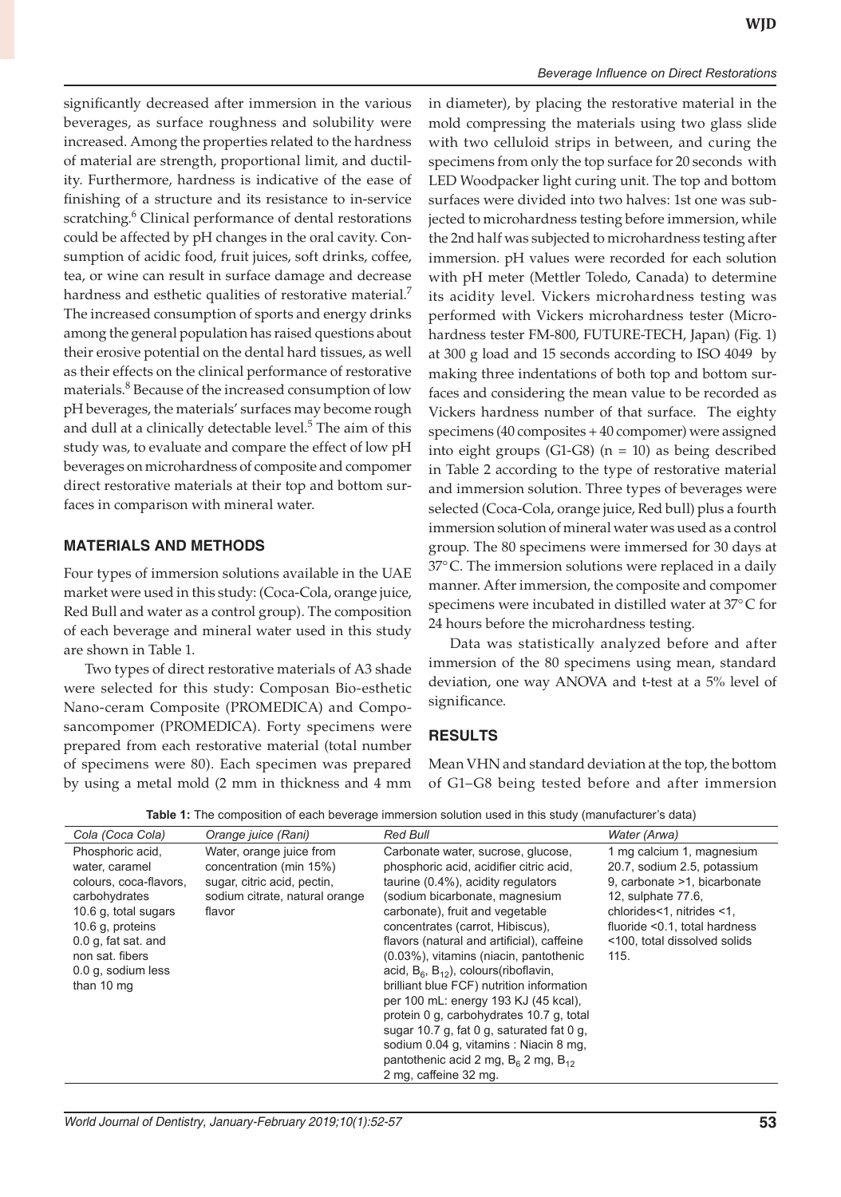significantly decreased after immersion in the various beverages, as surface roughness and solubility were increased. Among the properties related to the hardness of material are strength, proportional limit, and ductility. Furthermore, hardness is indicative of the ease of finishing of a structure and its resistance to in-service scratching.[6] Clinical performance of dental restorations could be affected by pH changes in the oral cavity. Consumption of acidic food, fruit juices, soft drinks, coffee, tea, or wine can result in surface damage and decrease hardness and esthetic qualities of restorative material.[7] The increased consumption of sports and energy drinks among the general population has raised questions about their erosive potential on the dental hard tissues, as well as their effects on the clinical performance of restorative materials.[8] Because of the increased consumption of low pH beverages, the materials' surfaces may become rough and dull at a clinically detectable level.[5] The aim of this study was, to evaluate and compare the effect of low pH beverages on microhardness of composite and compomer direct restorative materials at their top and bottom surfaces in comparison with mineral water.

## MATERIALS AND METHODS

Four types of immersion solutions available in the UAE market were used in this study: (Coca-Cola, orange juice, Red Bull and water as a control group). The composition of each beverage and mineral water used in this study are shown in Table 1.

Two types of direct restorative materials of A3 shade were selected for this study: Composan Bio-esthetic Nano-ceram Composite (PROMEDICA) and Composancompomer (PROMEDICA). Forty specimens were prepared from each restorative material (total number of specimens were 80). Each specimen was prepared by using a metal mold (2 mm in thickness and 4 mm in diameter), by placing the restorative material in the mold compressing the materials using two glass slide with two celluloid strips in between, and curing the specimens from only the top surface for 20 seconds with LED Woodpacker light curing unit. The top and bottom surfaces were divided into two halves: 1st one was subjected to microhardness testing before immersion, while the 2nd half was subjected to microhardness testing after immersion. pH values were recorded for each solution with pH meter (Mettler Toledo, Canada) to determine its acidity level. Vickers microhardness testing was performed with Vickers microhardness tester (Microhardness tester FM-800, FUTURE-TECH, Japan) (Fig. 1) at 300 g load and 15 seconds according to ISO 4049 by making three indentations of both top and bottom surfaces and considering the mean value to be recorded as Vickers hardness number of that surface. The eighty specimens (40 composites + 40 compomer) were assigned into eight groups (G1-G8) (n = 10) as being described in Table 2 according to the type of restorative material and immersion solution. Three types of beverages were selected (Coca-Cola, orange juice, Red bull) plus a fourth immersion solution of mineral water was used as a control group. The 80 specimens were immersed for 30 days at 37°C. The immersion solutions were replaced in a daily manner. After immersion, the composite and compomer specimens were incubated in distilled water at 37°C for 24 hours before the microhardness testing.

Data was statistically analyzed before and after immersion of the 80 specimens using mean, standard deviation, one way ANOVA and t-test at a 5% level of significance.

## RESULTS

Mean VHN and standard deviation at the top, the bottom of G1–G8 being tested before and after immersion

**Table 1:** The composition of each beverage immersion solution used in this study (manufacturer's data)

| *Cola (Coca Cola)* | *Orange juice (Rani)* | *Red Bull* | *Water (Arwa)* |
|---|---|---|---|
| Phosphoric acid, water, caramel colours, coca-flavors, carbohydrates 10.6 g, total sugars 10.6 g, proteins 0.0 g, fat sat. and non sat. fibers 0.0 g, sodium less than 10 mg | Water, orange juice from concentration (min 15%) sugar, citric acid, pectin, sodium citrate, natural orange flavor | Carbonate water, sucrose, glucose, phosphoric acid, acidifier citric acid, taurine (0.4%), acidity regulators (sodium bicarbonate, magnesium carbonate), fruit and vegetable concentrates (carrot, Hibiscus), flavors (natural and artificial), caffeine (0.03%), vitamins (niacin, pantothenic acid, $B_6$, $B_{12}$), colours(riboflavin, brilliant blue FCF) nutrition information per 100 mL: energy 193 KJ (45 kcal), protein 0 g, carbohydrates 10.7 g, total sugar 10.7 g, fat 0 g, saturated fat 0 g, sodium 0.04 g, vitamins : Niacin 8 mg, pantothenic acid 2 mg, $B_6$ 2 mg, $B_{12}$ 2 mg, caffeine 32 mg. | 1 mg calcium 1, magnesium 20.7, sodium 2.5, potassium 9, carbonate >1, bicarbonate 12, sulphate 77.6, chlorides<1, nitrides <1, fluoride <0.1, total hardness <100, total dissolved solids 115. |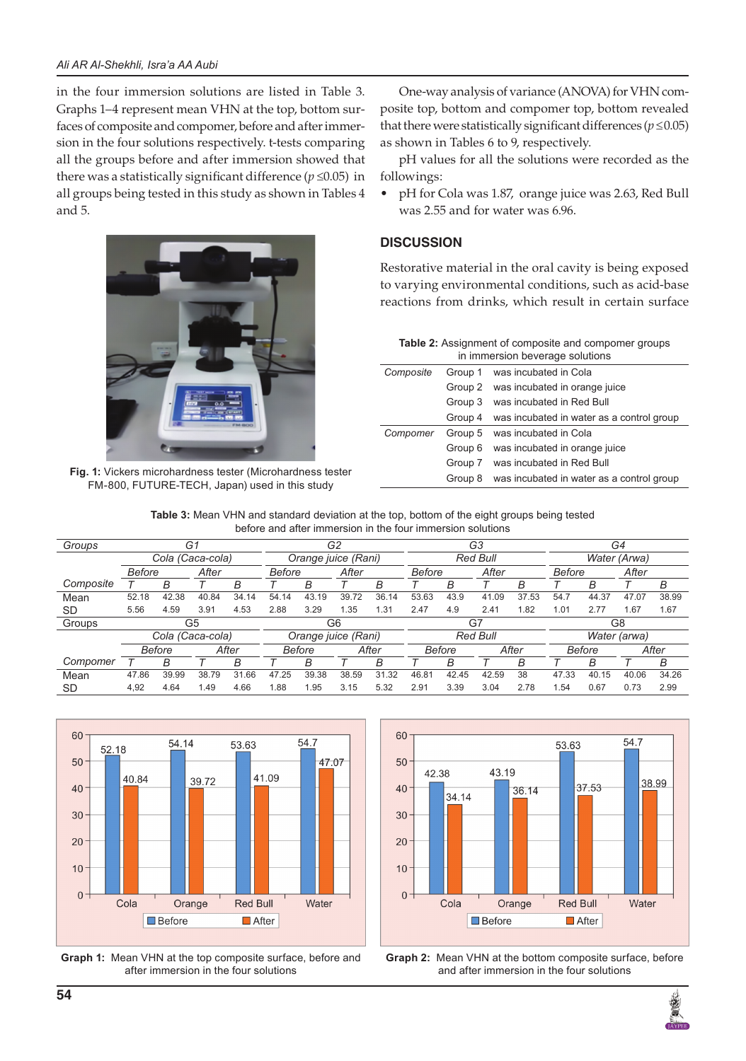in the four immersion solutions are listed in Table 3. Graphs 1–4 represent mean VHN at the top, bottom surfaces of composite and compomer, before and after immersion in the four solutions respectively. t-tests comparing all the groups before and after immersion showed that there was a statistically significant difference ($p \leq 0.05$) in all groups being tested in this study as shown in Tables 4 and 5.

Fig. 1: Vickers microhardness tester (Microhardness tester FM-800, FUTURE-TECH, Japan) used in this study

One-way analysis of variance (ANOVA) for VHN composite top, bottom and compomer top, bottom revealed that there were statistically significant differences ($p \leq 0.05$) as shown in Tables 6 to 9, respectively.

pH values for all the solutions were recorded as the followings:

- pH for Cola was 1.87, orange juice was 2.63, Red Bull was 2.55 and for water was 6.96.

## DISCUSSION

Restorative material in the oral cavity is being exposed to varying environmental conditions, such as acid-base reactions from drinks, which result in certain surface

**Table 2:** Assignment of composite and compomer groups in immersion beverage solutions

| | | |
|---|---|---|
| *Composite* | Group 1 | was incubated in Cola |
| | Group 2 | was incubated in orange juice |
| | Group 3 | was incubated in Red Bull |
| | Group 4 | was incubated in water as a control group |
| *Compomer* | Group 5 | was incubated in Cola |
| | Group 6 | was incubated in orange juice |
| | Group 7 | was incubated in Red Bull |
| | Group 8 | was incubated in water as a control group |

**Table 3:** Mean VHN and standard deviation at the top, bottom of the eight groups being tested before and after immersion in the four immersion solutions

| *Groups* | G1 | | | | G2 | | | | G3 | | | | G4 | | | |
|---|---|---|---|---|---|---|---|---|---|---|---|---|---|---|---|---|
| | Cola (Caca-cola) | | | | Orange juice (Rani) | | | | Red Bull | | | | Water (Arwa) | | | |
| | Before | | After | | Before | | After | | Before | | After | | Before | | After | |
| *Composite* | T | B | T | B | T | B | T | B | T | B | T | B | T | B | T | B |
| Mean | 52.18 | 42.38 | 40.84 | 34.14 | 54.14 | 43.19 | 39.72 | 36.14 | 53.63 | 43.9 | 41.09 | 37.53 | 54.7 | 44.37 | 47.07 | 38.99 |
| SD | 5.56 | 4.59 | 3.91 | 4.53 | 2.88 | 3.29 | 1.35 | 1.31 | 2.47 | 4.9 | 2.41 | 1.82 | 1.01 | 2.77 | 1.67 | 1.67 |
| Groups | G5 | | | | G6 | | | | G7 | | | | G8 | | | |
| | Cola (Caca-cola) | | | | Orange juice (Rani) | | | | Red Bull | | | | Water (arwa) | | | |
| | Before | | After | | Before | | After | | Before | | After | | Before | | After | |
| *Compomer* | T | B | T | B | T | B | T | B | T | B | T | B | T | B | T | B |
| Mean | 47.86 | 39.99 | 38.79 | 31.66 | 47.25 | 39.38 | 38.59 | 31.32 | 46.81 | 42.45 | 42.59 | 38 | 47.33 | 40.15 | 40.06 | 34.26 |
| SD | 4,92 | 4.64 | 1.49 | 4.66 | 1.88 | 1.95 | 3.15 | 5.32 | 2.91 | 3.39 | 3.04 | 2.78 | 1.54 | 0.67 | 0.73 | 2.99 |

| | Before | After |
|---|---|---|
| Cola | 52.18 | 40.84 |
| Orange | 54.14 | 39.72 |
| Red Bull | 53.63 | 41.09 |
| Water | 54.7 | 47.07 |

**Graph 1:** Mean VHN at the top composite surface, before and after immersion in the four solutions

| | Before | After |
|---|---|---|
| Cola | 42.38 | 34.14 |
| Orange | 43.19 | 36.14 |
| Red Bull | 53.63 | 37.53 |
| Water | 54.7 | 38.99 |

**Graph 2:** Mean VHN at the bottom composite surface, before and after immersion in the four solutions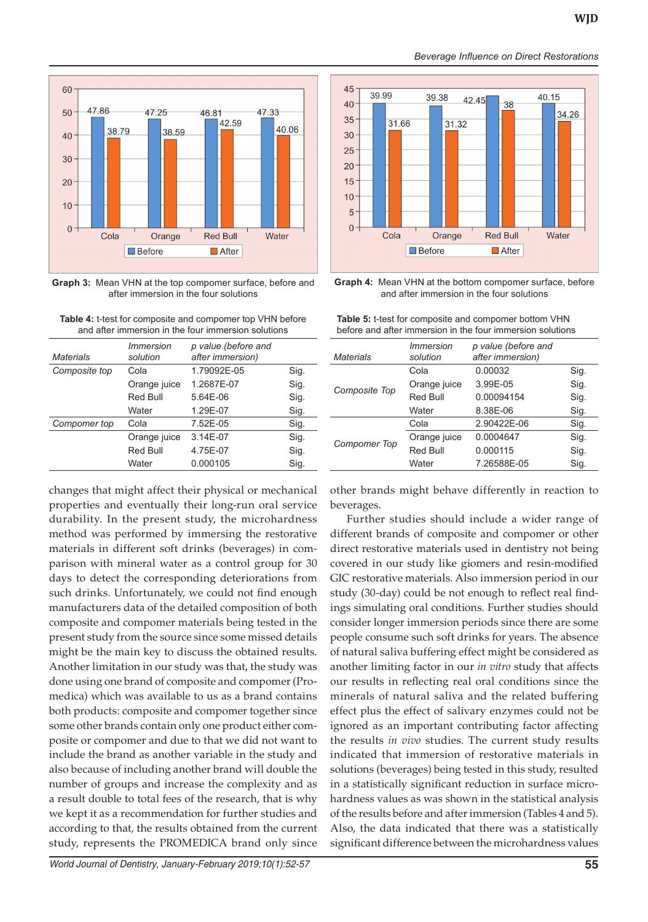Graph 3: Mean VHN at the top compomer surface, before and after immersion in the four solutions

Graph 4: Mean VHN at the bottom compomer surface, before and after immersion in the four solutions

**Table 4:** t-test for composite and compomer top VHN before and after immersion in the four immersion solutions

| *Materials* | *Immersion solution* | *p value (before and after immersion)* | |
|---|---|---|---|
| *Composite top* | Cola | 1.79092E-05 | Sig. |
| | Orange juice | 1.2687E-07 | Sig. |
| | Red Bull | 5.64E-06 | Sig. |
| | Water | 1.29E-07 | Sig. |
| *Compomer top* | Cola | 7.52E-05 | Sig. |
| | Orange juice | 3.14E-07 | Sig. |
| | Red Bull | 4.75E-07 | Sig. |
| | Water | 0.000105 | Sig. |

**Table 5:** t-test for composite and compomer bottom VHN before and after immersion in the four immersion solutions

| *Materials* | *Immersion solution* | *p value (before and after immersion)* | |
|---|---|---|---|
| *Composite Top* | Cola | 0.00032 | Sig. |
| | Orange juice | 3.99E-05 | Sig. |
| | Red Bull | 0.00094154 | Sig. |
| | Water | 8.38E-06 | Sig. |
| *Compomer Top* | Cola | 2.90422E-06 | Sig. |
| | Orange juice | 0.0004647 | Sig. |
| | Red Bull | 0.000115 | Sig. |
| | Water | 7.26588E-05 | Sig. |

changes that might affect their physical or mechanical properties and eventually their long-run oral service durability. In the present study, the microhardness method was performed by immersing the restorative materials in different soft drinks (beverages) in comparison with mineral water as a control group for 30 days to detect the corresponding deteriorations from such drinks. Unfortunately, we could not find enough manufacturers data of the detailed composition of both composite and compomer materials being tested in the present study from the source since some missed details might be the main key to discuss the obtained results. Another limitation in our study was that, the study was done using one brand of composite and compomer (Promedica) which was available to us as a brand contains both products: composite and compomer together since some other brands contain only one product either composite or compomer and due to that we did not want to include the brand as another variable in the study and also because of including another brand will double the number of groups and increase the complexity and as a result double to total fees of the research, that is why we kept it as a recommendation for further studies and according to that, the results obtained from the current study, represents the PROMEDICA brand only since other brands might behave differently in reaction to beverages.

Further studies should include a wider range of different brands of composite and compomer or other direct restorative materials used in dentistry not being covered in our study like giomers and resin-modified GIC restorative materials. Also immersion period in our study (30-day) could be not enough to reflect real findings simulating oral conditions. Further studies should consider longer immersion periods since there are some people consume such soft drinks for years. The absence of natural saliva buffering effect might be considered as another limiting factor in our *in vitro* study that affects our results in reflecting real oral conditions since the minerals of natural saliva and the related buffering effect plus the effect of salivary enzymes could not be ignored as an important contributing factor affecting the results *in vivo* studies. The current study results indicated that immersion of restorative materials in solutions (beverages) being tested in this study, resulted in a statistically significant reduction in surface microhardness values as was shown in the statistical analysis of the results before and after immersion (Tables 4 and 5). Also, the data indicated that there was a statistically significant difference between the microhardness values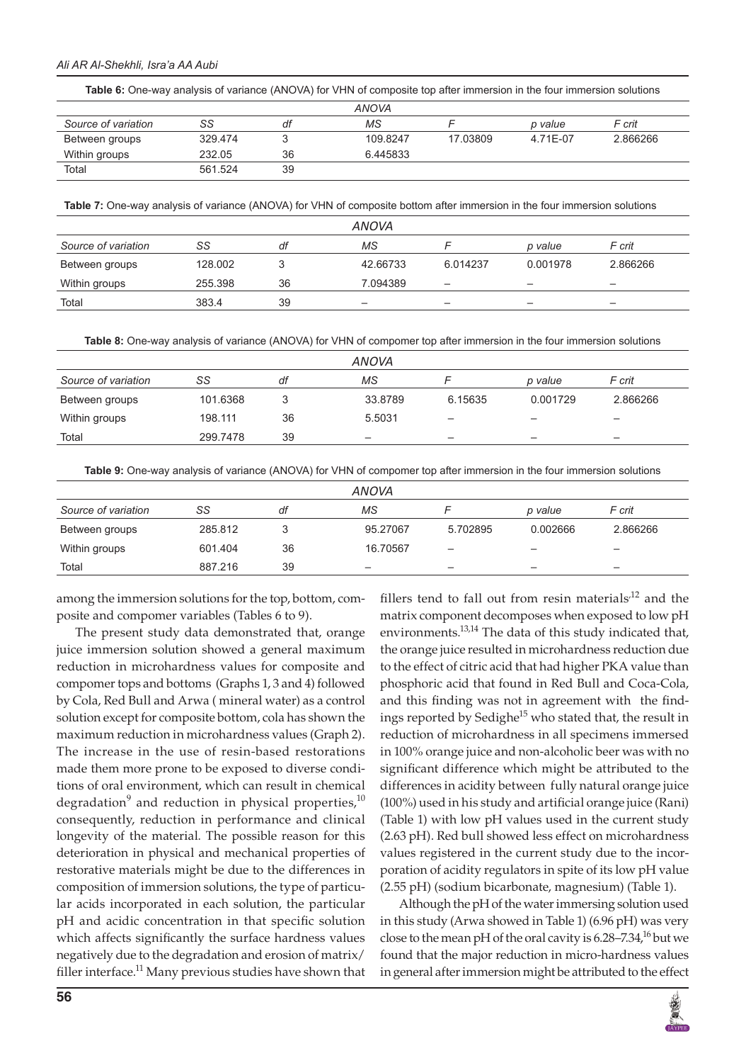**Table 6:** One-way analysis of variance (ANOVA) for VHN of composite top after immersion in the four immersion solutions

| ANOVA | | | | | | |
|---|---|---|---|---|---|---|
| *Source of variation* | *SS* | *df* | *MS* | *F* | *p value* | *F crit* |
| Between groups | 329.474 | 3 | 109.8247 | 17.03809 | 4.71E-07 | 2.866266 |
| Within groups | 232.05 | 36 | 6.445833 | | | |
| Total | 561.524 | 39 | | | | |

**Table 7:** One-way analysis of variance (ANOVA) for VHN of composite bottom after immersion in the four immersion solutions

| ANOVA | | | | | | |
|---|---|---|---|---|---|---|
| *Source of variation* | *SS* | *df* | *MS* | *F* | *p value* | *F crit* |
| Between groups | 128.002 | 3 | 42.66733 | 6.014237 | 0.001978 | 2.866266 |
| Within groups | 255.398 | 36 | 7.094389 | – | – | – |
| Total | 383.4 | 39 | – | – | – | – |

**Table 8:** One-way analysis of variance (ANOVA) for VHN of compomer top after immersion in the four immersion solutions

| ANOVA | | | | | | |
|---|---|---|---|---|---|---|
| *Source of variation* | *SS* | *df* | *MS* | *F* | *p value* | *F crit* |
| Between groups | 101.6368 | 3 | 33.8789 | 6.15635 | 0.001729 | 2.866266 |
| Within groups | 198.111 | 36 | 5.5031 | – | – | – |
| Total | 299.7478 | 39 | – | – | – | – |

**Table 9:** One-way analysis of variance (ANOVA) for VHN of compomer top after immersion in the four immersion solutions

| ANOVA | | | | | | |
|---|---|---|---|---|---|---|
| *Source of variation* | *SS* | *df* | *MS* | *F* | *p value* | *F crit* |
| Between groups | 285.812 | 3 | 95.27067 | 5.702895 | 0.002666 | 2.866266 |
| Within groups | 601.404 | 36 | 16.70567 | – | – | – |
| Total | 887.216 | 39 | – | – | – | – |

among the immersion solutions for the top, bottom, composite and compomer variables (Tables 6 to 9).

The present study data demonstrated that, orange juice immersion solution showed a general maximum reduction in microhardness values for composite and compomer tops and bottoms (Graphs 1, 3 and 4) followed by Cola, Red Bull and Arwa ( mineral water) as a control solution except for composite bottom, cola has shown the maximum reduction in microhardness values (Graph 2). The increase in the use of resin-based restorations made them more prone to be exposed to diverse conditions of oral environment, which can result in chemical degradation[9] and reduction in physical properties,[10] consequently, reduction in performance and clinical longevity of the material. The possible reason for this deterioration in physical and mechanical properties of restorative materials might be due to the differences in composition of immersion solutions, the type of particular acids incorporated in each solution, the particular pH and acidic concentration in that specific solution which affects significantly the surface hardness values negatively due to the degradation and erosion of matrix/filler interface.[11] Many previous studies have shown that fillers tend to fall out from resin materials[12] and the matrix component decomposes when exposed to low pH environments.[13,14] The data of this study indicated that, the orange juice resulted in microhardness reduction due to the effect of citric acid that had higher PKA value than phosphoric acid that found in Red Bull and Coca-Cola, and this finding was not in agreement with the findings reported by Sedighe[15] who stated that, the result in reduction of microhardness in all specimens immersed in 100% orange juice and non-alcoholic beer was with no significant difference which might be attributed to the differences in acidity between fully natural orange juice (100%) used in his study and artificial orange juice (Rani) (Table 1) with low pH values used in the current study (2.63 pH). Red bull showed less effect on microhardness values registered in the current study due to the incorporation of acidity regulators in spite of its low pH value (2.55 pH) (sodium bicarbonate, magnesium) (Table 1).

Although the pH of the water immersing solution used in this study (Arwa showed in Table 1) (6.96 pH) was very close to the mean pH of the oral cavity is 6.28–7.34,[16] but we found that the major reduction in micro-hardness values in general after immersion might be attributed to the effect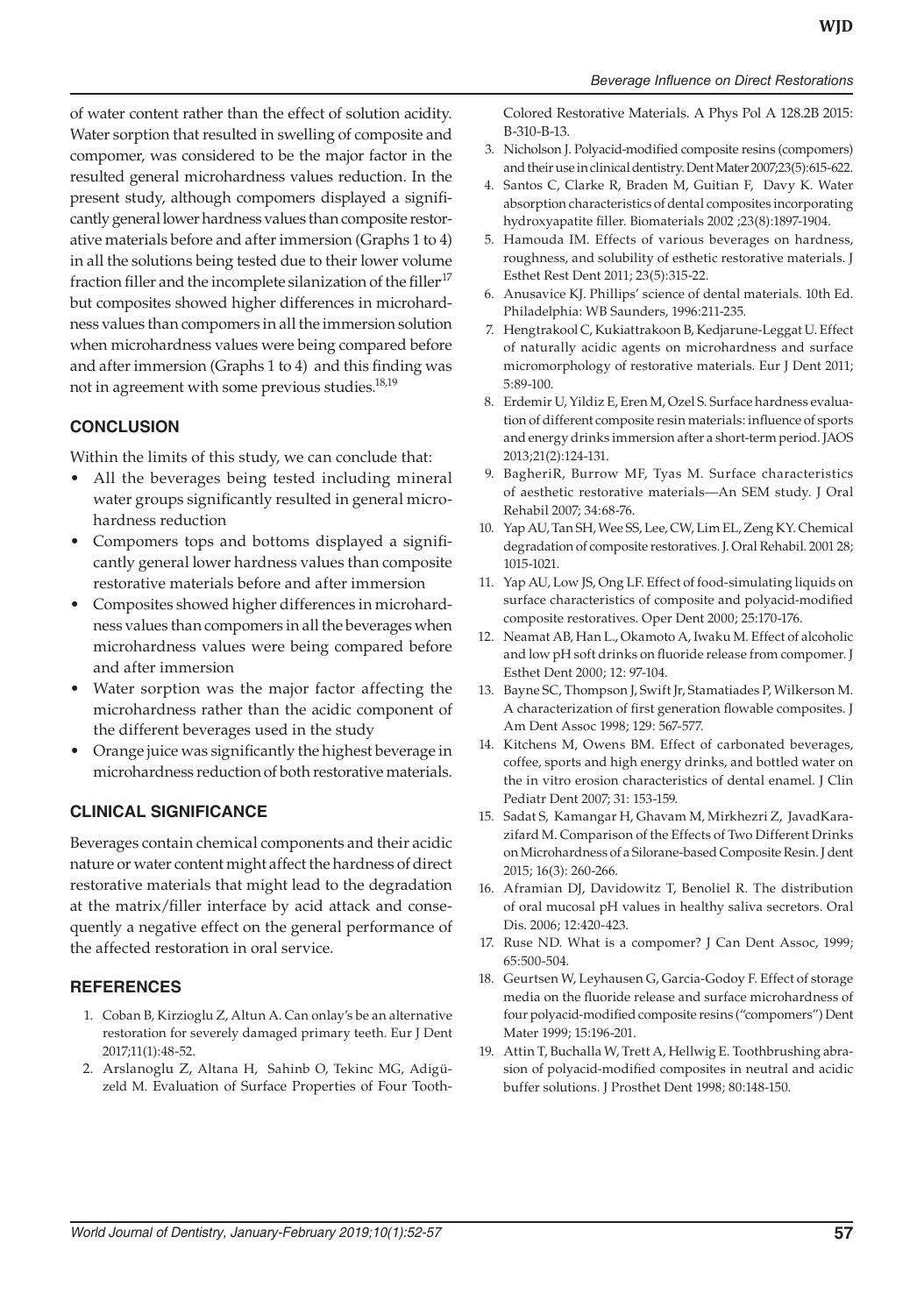of water content rather than the effect of solution acidity. Water sorption that resulted in swelling of composite and compomer, was considered to be the major factor in the resulted general microhardness values reduction. In the present study, although compomers displayed a significantly general lower hardness values than composite restorative materials before and after immersion (Graphs 1 to 4) in all the solutions being tested due to their lower volume fraction filler and the incomplete silanization of the filler[17] but composites showed higher differences in microhardness values than compomers in all the immersion solution when microhardness values were being compared before and after immersion (Graphs 1 to 4) and this finding was not in agreement with some previous studies.[18,19]

## CONCLUSION

Within the limits of this study, we can conclude that:

- All the beverages being tested including mineral water groups significantly resulted in general microhardness reduction
- Compomers tops and bottoms displayed a significantly general lower hardness values than composite restorative materials before and after immersion
- Composites showed higher differences in microhardness values than compomers in all the beverages when microhardness values were being compared before and after immersion
- Water sorption was the major factor affecting the microhardness rather than the acidic component of the different beverages used in the study
- Orange juice was significantly the highest beverage in microhardness reduction of both restorative materials.

## CLINICAL SIGNIFICANCE

Beverages contain chemical components and their acidic nature or water content might affect the hardness of direct restorative materials that might lead to the degradation at the matrix/filler interface by acid attack and consequently a negative effect on the general performance of the affected restoration in oral service.

## REFERENCES

1. Coban B, Kirzioglu Z, Altun A. Can onlay's be an alternative restoration for severely damaged primary teeth. Eur J Dent 2017;11(1):48-52.
2. Arslanoglu Z, Altana H, Sahinb O, Tekinc MG, Adigüzeld M. Evaluation of Surface Properties of Four Tooth-Colored Restorative Materials. A Phys Pol A 128.2B 2015: B-310-B-13.
3. Nicholson J. Polyacid-modified composite resins (compomers) and their use in clinical dentistry. Dent Mater 2007;23(5):615-622.
4. Santos C, Clarke R, Braden M, Guitian F, Davy K. Water absorption characteristics of dental composites incorporating hydroxyapatite filler. Biomaterials 2002 ;23(8):1897-1904.
5. Hamouda IM. Effects of various beverages on hardness, roughness, and solubility of esthetic restorative materials. J Esthet Rest Dent 2011; 23(5):315-22.
6. Anusavice KJ. Phillips' science of dental materials. 10th Ed. Philadelphia: WB Saunders, 1996:211-235.
7. Hengtrakool C, Kukiattrakoon B, Kedjarune-Leggat U. Effect of naturally acidic agents on microhardness and surface micromorphology of restorative materials. Eur J Dent 2011; 5:89-100.
8. Erdemir U, Yildiz E, Eren M, Ozel S. Surface hardness evaluation of different composite resin materials: influence of sports and energy drinks immersion after a short-term period. JAOS 2013;21(2):124-131.
9. BagheriR, Burrow MF, Tyas M. Surface characteristics of aesthetic restorative materials—An SEM study. J Oral Rehabil 2007; 34:68-76.
10. Yap AU, Tan SH, Wee SS, Lee, CW, Lim EL, Zeng KY. Chemical degradation of composite restoratives. J. Oral Rehabil. 2001 28; 1015-1021.
11. Yap AU, Low JS, Ong LF. Effect of food-simulating liquids on surface characteristics of composite and polyacid-modified composite restoratives. Oper Dent 2000; 25:170-176.
12. Neamat AB, Han L., Okamoto A, Iwaku M. Effect of alcoholic and low pH soft drinks on fluoride release from compomer. J Esthet Dent 2000; 12: 97-104.
13. Bayne SC, Thompson J, Swift Jr, Stamatiades P, Wilkerson M. A characterization of first generation flowable composites. J Am Dent Assoc 1998; 129: 567-577.
14. Kitchens M, Owens BM. Effect of carbonated beverages, coffee, sports and high energy drinks, and bottled water on the in vitro erosion characteristics of dental enamel. J Clin Pediatr Dent 2007; 31: 153-159.
15. Sadat S, Kamangar H, Ghavam M, Mirkhezri Z, JavadKarazifard M. Comparison of the Effects of Two Different Drinks on Microhardness of a Silorane-based Composite Resin. J dent 2015; 16(3): 260-266.
16. Aframian DJ, Davidowitz T, Benoliel R. The distribution of oral mucosal pH values in healthy saliva secretors. Oral Dis. 2006; 12:420-423.
17. Ruse ND. What is a compomer? J Can Dent Assoc, 1999; 65:500-504.
18. Geurtsen W, Leyhausen G, Garcia-Godoy F. Effect of storage media on the fluoride release and surface microhardness of four polyacid-modified composite resins ("compomers") Dent Mater 1999; 15:196-201.
19. Attin T, Buchalla W, Trett A, Hellwig E. Toothbrushing abrasion of polyacid-modified composites in neutral and acidic buffer solutions. J Prosthet Dent 1998; 80:148-150.